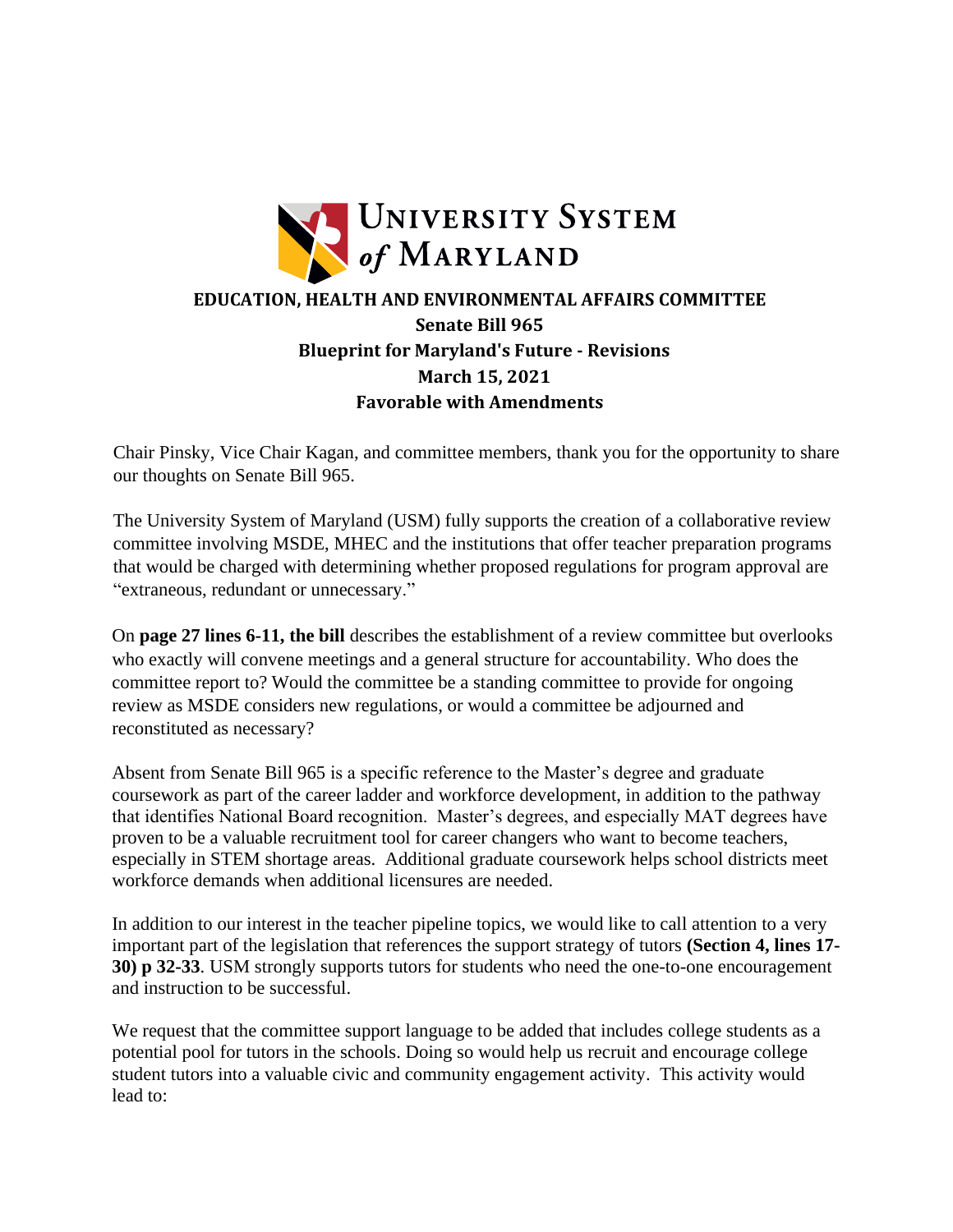UNIVERSITY SYSTEM of MARYLAND

**EDUCATION, HEALTH AND ENVIRONMENTAL AFFAIRS COMMITTEE**
**Senate Bill 965**
**Blueprint for Maryland's Future - Revisions**
**March 15, 2021**
**Favorable with Amendments**

Chair Pinsky, Vice Chair Kagan, and committee members, thank you for the opportunity to share our thoughts on Senate Bill 965.

The University System of Maryland (USM) fully supports the creation of a collaborative review committee involving MSDE, MHEC and the institutions that offer teacher preparation programs that would be charged with determining whether proposed regulations for program approval are "extraneous, redundant or unnecessary."

On **page 27 lines 6-11, the bill** describes the establishment of a review committee but overlooks who exactly will convene meetings and a general structure for accountability. Who does the committee report to? Would the committee be a standing committee to provide for ongoing review as MSDE considers new regulations, or would a committee be adjourned and reconstituted as necessary?

Absent from Senate Bill 965 is a specific reference to the Master's degree and graduate coursework as part of the career ladder and workforce development, in addition to the pathway that identifies National Board recognition. Master's degrees, and especially MAT degrees have proven to be a valuable recruitment tool for career changers who want to become teachers, especially in STEM shortage areas. Additional graduate coursework helps school districts meet workforce demands when additional licensures are needed.

In addition to our interest in the teacher pipeline topics, we would like to call attention to a very important part of the legislation that references the support strategy of tutors **(Section 4, lines 17-30) p 32-33**. USM strongly supports tutors for students who need the one-to-one encouragement and instruction to be successful.

We request that the committee support language to be added that includes college students as a potential pool for tutors in the schools. Doing so would help us recruit and encourage college student tutors into a valuable civic and community engagement activity. This activity would lead to: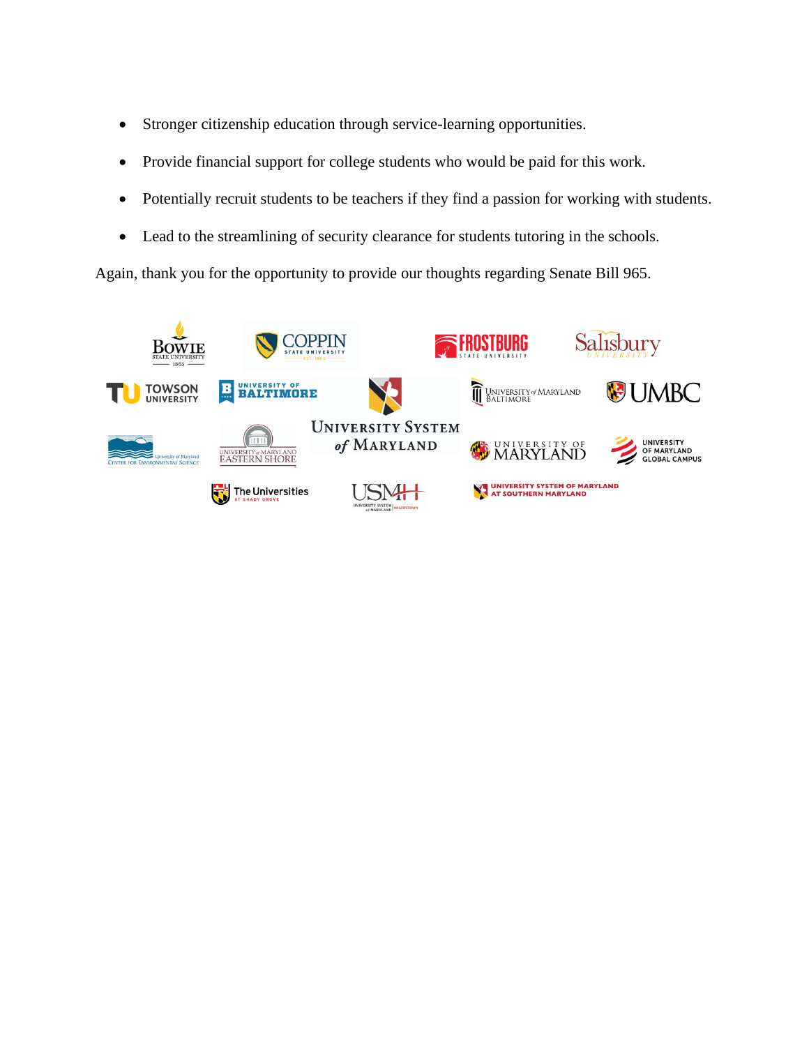- Stronger citizenship education through service-learning opportunities.
- Provide financial support for college students who would be paid for this work.
- Potentially recruit students to be teachers if they find a passion for working with students.
- Lead to the streamlining of security clearance for students tutoring in the schools.

Again, thank you for the opportunity to provide our thoughts regarding Senate Bill 965.